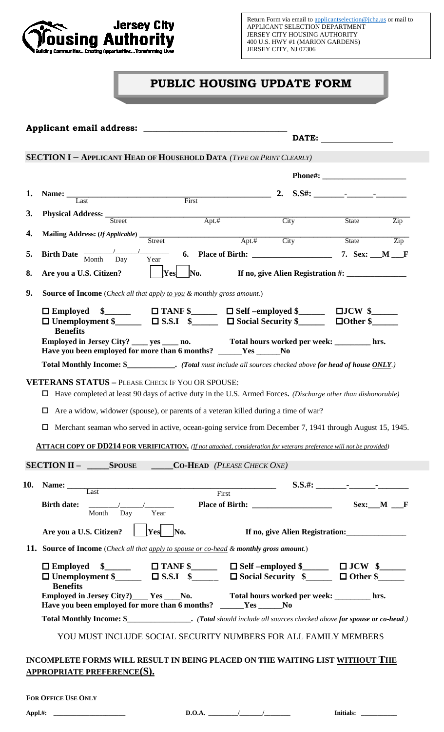Jersey City Housing Authority
Building Communities...Creating Opportunities...Transforming Lives

Return Form via email to applicantselection@jcha.us or mail to
APPLICANT SELECTION DEPARTMENT
JERSEY CITY HOUSING AUTHORITY
400 U.S. HWY #1 (MARION GARDENS)
JERSEY CITY, NJ 07306

# PUBLIC HOUSING UPDATE FORM

**Applicant email address:** ______________________________

**DATE:** ______________

## SECTION I – APPLICANT HEAD OF HOUSEHOLD DATA *(TYPE OR PRINT CLEARLY)*

**Phone#:** ____________________

**1. Name:** ______________________ (Last) ______________________ (First)  **2. S.S#:** _______-______-_______

**3. Physical Address:** __________ (Street) __________ (Apt.#) __________ (City) __________ (State) __________ (Zip)

**4. Mailing Address: (*If Applicable*)** __________ (Street) __________ (Apt.#) __________ (City) __________ (State) __________ (Zip)

**5. Birth Date** ______/______/______ (Month Day Year)  **6. Place of Birth:** ____________________  **7. Sex:** ___M ___F

**8. Are you a U.S. Citizen?** ☐ Yes ☐ No.  **If no, give Alien Registration #:** ______________

**9. Source of Income** (*Check all that apply to you & monthly gross amount.*)

☐ **Employed $______** ☐ **TANF $______** ☐ **Self –employed $______** ☐ **JCW $______**
☐ **Unemployment Benefits $______** ☐ **S.S.I $______** ☐ **Social Security $______** ☐ **Other $______**

**Employed in Jersey City? ____ yes ____ no.**  **Total hours worked per week: ________ hrs.**
**Have you been employed for more than 6 months? ______Yes ______No**

**Total Monthly Income: $____________.** *(**Total** must include all sources checked above **for head of house ONLY**.)*

**VETERANS STATUS –** PLEASE CHECK IF YOU OR SPOUSE:

☐ Have completed at least 90 days of active duty in the U.S. Armed Forces**.** *(Discharge other than dishonorable)*

☐ Are a widow, widower (spouse), or parents of a veteran killed during a time of war?

☐ Merchant seaman who served in active, ocean-going service from December 7, 1941 through August 15, 1945.

**ATTACH COPY OF DD214 FOR VERIFICATION.** *(If not attached, consideration for veterans preference will not be provided)*

## SECTION II – _____SPOUSE _____CO-HEAD *(PLEASE CHECK ONE)*

**10. Name:** ______________________ (Last) ______________________ (First)  **S.S.#:** _______-______-_______

**Birth date:** ______/______/______ (Month Day Year)  **Place of Birth:** ____________________  **Sex:** ___M ___F

**Are you a U.S. Citizen?** ☐ Yes ☐ No.  **If no, give Alien Registration:** ______________

**11. Source of Income** (*Check all that apply to spouse or co-head & **monthly gross amount**.*)

☐ **Employed $______** ☐ **TANF $______** ☐ **Self –employed $______** ☐ **JCW $______**
☐ **Unemployment Benefits $______** ☐ **S.S.I $______** ☐ **Social Security $______** ☐ **Other $______**

**Employed in Jersey City?) ____ Yes ____No.**  **Total hours worked per week: ________ hrs.**
**Have you been employed for more than 6 months? ______Yes ______No**

**Total Monthly Income: $________________.** *(**Total** should include all sources checked above **for spouse or co-head**.)*

YOU MUST INCLUDE SOCIAL SECURITY NUMBERS FOR ALL FAMILY MEMBERS

**INCOMPLETE FORMS WILL RESULT IN BEING PLACED ON THE WAITING LIST WITHOUT THE APPROPRIATE PREFERENCE(S).**

**FOR OFFICE USE ONLY**

**Appl.#:** ____________________  **D.O.A.** ________/______/_______  **Initials:** __________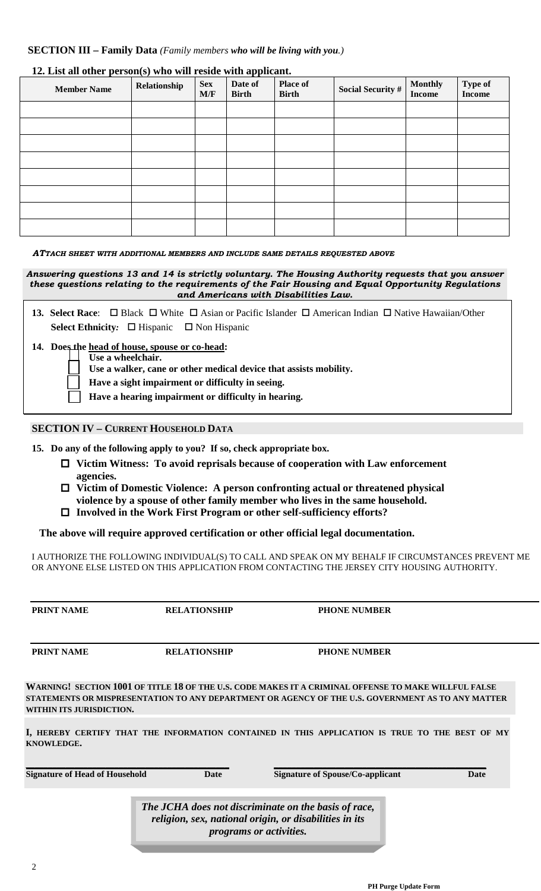**SECTION III – Family Data** *(Family members **who will be living with you**.)*

**12. List all other person(s) who will reside with applicant.**

| Member Name | Relationship | Sex M/F | Date of Birth | Place of Birth | Social Security # | Monthly Income | Type of Income |
|---|---|---|---|---|---|---|---|
| | | | | | | | |
| | | | | | | | |
| | | | | | | | |
| | | | | | | | |
| | | | | | | | |
| | | | | | | | |
| | | | | | | | |
| | | | | | | | |

***ATTACH SHEET WITH ADDITIONAL MEMBERS AND INCLUDE SAME DETAILS REQUESTED ABOVE***

***Answering questions 13 and 14 is strictly voluntary. The Housing Authority requests that you answer these questions relating to the requirements of the Fair Housing and Equal Opportunity Regulations and Americans with Disabilities Law.***

**13. Select Race**: ☐ Black ☐ White ☐ Asian or Pacific Islander ☐ American Indian ☐ Native Hawaiian/Other
**Select Ethnicity:** ☐ Hispanic ☐ Non Hispanic

**14. Does the head of house, spouse or co-head:**

- ☐ **Use a wheelchair.**
- ☐ **Use a walker, cane or other medical device that assists mobility.**
- ☐ **Have a sight impairment or difficulty in seeing.**
- ☐ **Have a hearing impairment or difficulty in hearing.**

## SECTION IV – CURRENT HOUSEHOLD DATA

**15. Do any of the following apply to you? If so, check appropriate box.**

- ☐ **Victim Witness: To avoid reprisals because of cooperation with Law enforcement agencies.**
- ☐ **Victim of Domestic Violence: A person confronting actual or threatened physical violence by a spouse of other family member who lives in the same household.**
- ☐ **Involved in the Work First Program or other self-sufficiency efforts?**

**The above will require approved certification or other official legal documentation.**

I AUTHORIZE THE FOLLOWING INDIVIDUAL(S) TO CALL AND SPEAK ON MY BEHALF IF CIRCUMSTANCES PREVENT ME OR ANYONE ELSE LISTED ON THIS APPLICATION FROM CONTACTING THE JERSEY CITY HOUSING AUTHORITY.

**PRINT NAME** **RELATIONSHIP** **PHONE NUMBER**

**PRINT NAME** **RELATIONSHIP** **PHONE NUMBER**

**WARNING! SECTION 1001 OF TITLE 18 OF THE U.S. CODE MAKES IT A CRIMINAL OFFENSE TO MAKE WILLFUL FALSE STATEMENTS OR MISPRESENTATION TO ANY DEPARTMENT OR AGENCY OF THE U.S. GOVERNMENT AS TO ANY MATTER WITHIN ITS JURISDICTION.**

**I, HEREBY CERTIFY THAT THE INFORMATION CONTAINED IN THIS APPLICATION IS TRUE TO THE BEST OF MY KNOWLEDGE.**

**Signature of Head of Household** **Date** **Signature of Spouse/Co-applicant** **Date**

***The JCHA does not discriminate on the basis of race, religion, sex, national origin, or disabilities in its programs or activities.***

**PH Purge Update Form**